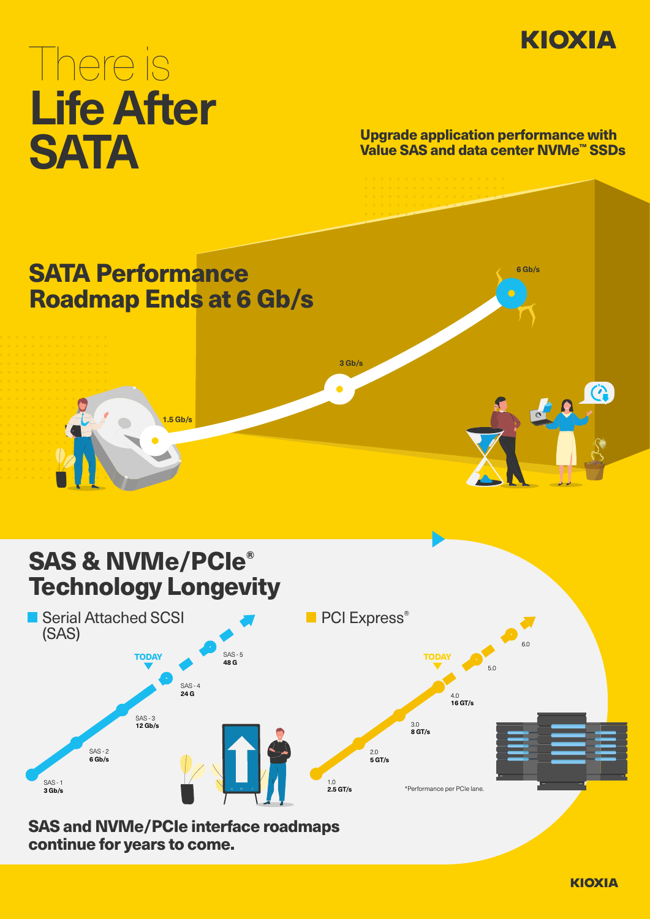# There is Life After SATA

**Upgrade application performance with Value SAS and data center NVMe™ SSDs**

## SATA Performance Roadmap Ends at 6 Gb/s

1.5 Gb/s

3 Gb/s

6 Gb/s

## SAS & NVMe/PCIe® Technology Longevity

**Serial Attached SCSI (SAS)**

- SAS - 1: **3 Gb/s**
- SAS - 2: **6 Gb/s**
- SAS - 3: **12 Gb/s**
- SAS - 4: **24 G**
- **TODAY**
- SAS - 5: **48 G**

**PCI Express®**

- 1.0: **2.5 GT/s**
- 2.0: **5 GT/s**
- 3.0: **8 GT/s**
- 4.0: **16 GT/s**
- **TODAY**
- 5.0
- 6.0

*Performance per PCIe lane.

**SAS and NVMe/PCIe interface roadmaps continue for years to come.**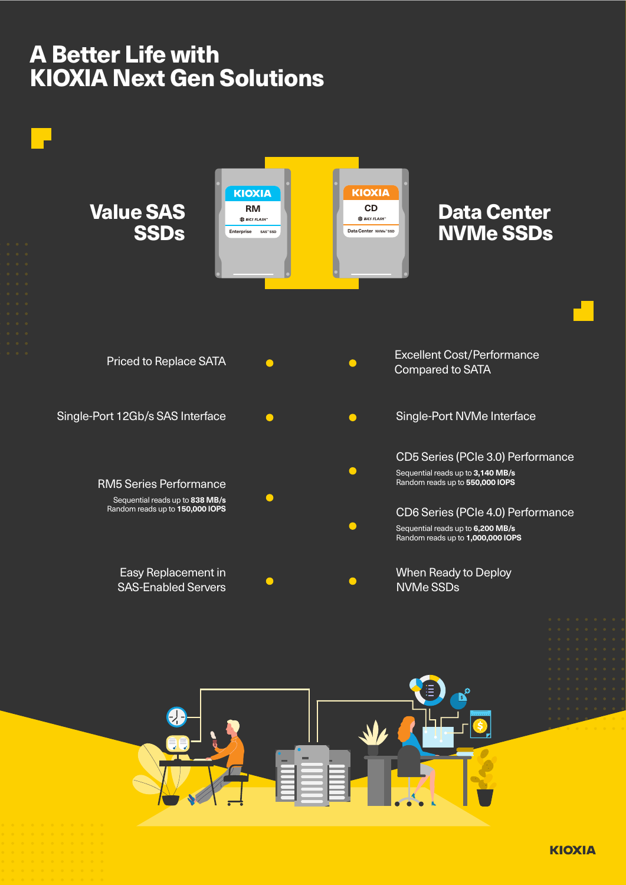# A Better Life with KIOXIA Next Gen Solutions

## Value SAS SSDs

- Priced to Replace SATA
- Single-Port 12Gb/s SAS Interface
- RM5 Series Performance
  Sequential reads up to **838 MB/s**
  Random reads up to **150,000 IOPS**
- Easy Replacement in SAS-Enabled Servers

## Data Center NVMe SSDs

- Excellent Cost/Performance Compared to SATA
- Single-Port NVMe Interface
- CD5 Series (PCIe 3.0) Performance
  Sequential reads up to **3,140 MB/s**
  Random reads up to **550,000 IOPS**
- CD6 Series (PCIe 4.0) Performance
  Sequential reads up to **6,200 MB/s**
  Random reads up to **1,000,000 IOPS**
- When Ready to Deploy NVMe SSDs

KIOXIA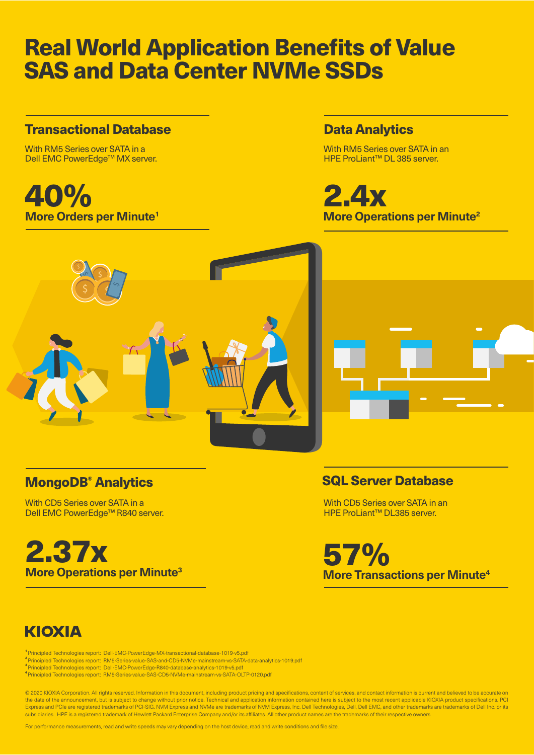# Real World Application Benefits of Value SAS and Data Center NVMe SSDs

## Transactional Database

With RM5 Series over SATA in a Dell EMC PowerEdge™ MX server.

**40%**

**More Orders per Minute[1]**

## Data Analytics

With RM5 Series over SATA in an HPE ProLiant™ DL 385 server.

**2.4x**

**More Operations per Minute[2]**

## MongoDB® Analytics

With CD5 Series over SATA in a Dell EMC PowerEdge™ R840 server.

**2.37x**

**More Operations per Minute[3]**

## SQL Server Database

With CD5 Series over SATA in an HPE ProLiant™ DL385 server.

**57%**

**More Transactions per Minute[4]**

**KIOXIA**

[1] Principled Technologies report: Dell-EMC-PowerEdge-MX-transactional-database-1019-v5.pdf
[2] Principled Technologies report: RM5-Series-value-SAS-and-CD5-NVMe-mainstream-vs-SATA-data-analytics-1019.pdf
[3] Principled Technologies report: Dell-EMC-PowerEdge-R840-database-analytics-1019-v5.pdf
[4] Principled Technologies report: RM5-Series-value-SAS-CD5-NVMe-mainstream-vs-SATA-OLTP-0120.pdf

© 2020 KIOXIA Corporation. All rights reserved. Information in this document, including product pricing and specifications, content of services, and contact information is current and believed to be accurate on the date of the announcement, but is subject to change without prior notice. Technical and application information contained here is subject to the most recent applicable KIOXIA product specifications. PCI Express and PCIe are registered trademarks of PCI-SIG. NVM Express and NVMe are trademarks of NVM Express, Inc. Dell Technologies, Dell, Dell EMC, and other trademarks are trademarks of Dell Inc. or its subsidiaries. HPE is a registered trademark of Hewlett Packard Enterprise Company and/or its affiliates. All other product names are the trademarks of their respective owners.

For performance measurements, read and write speeds may vary depending on the host device, read and write conditions and file size.